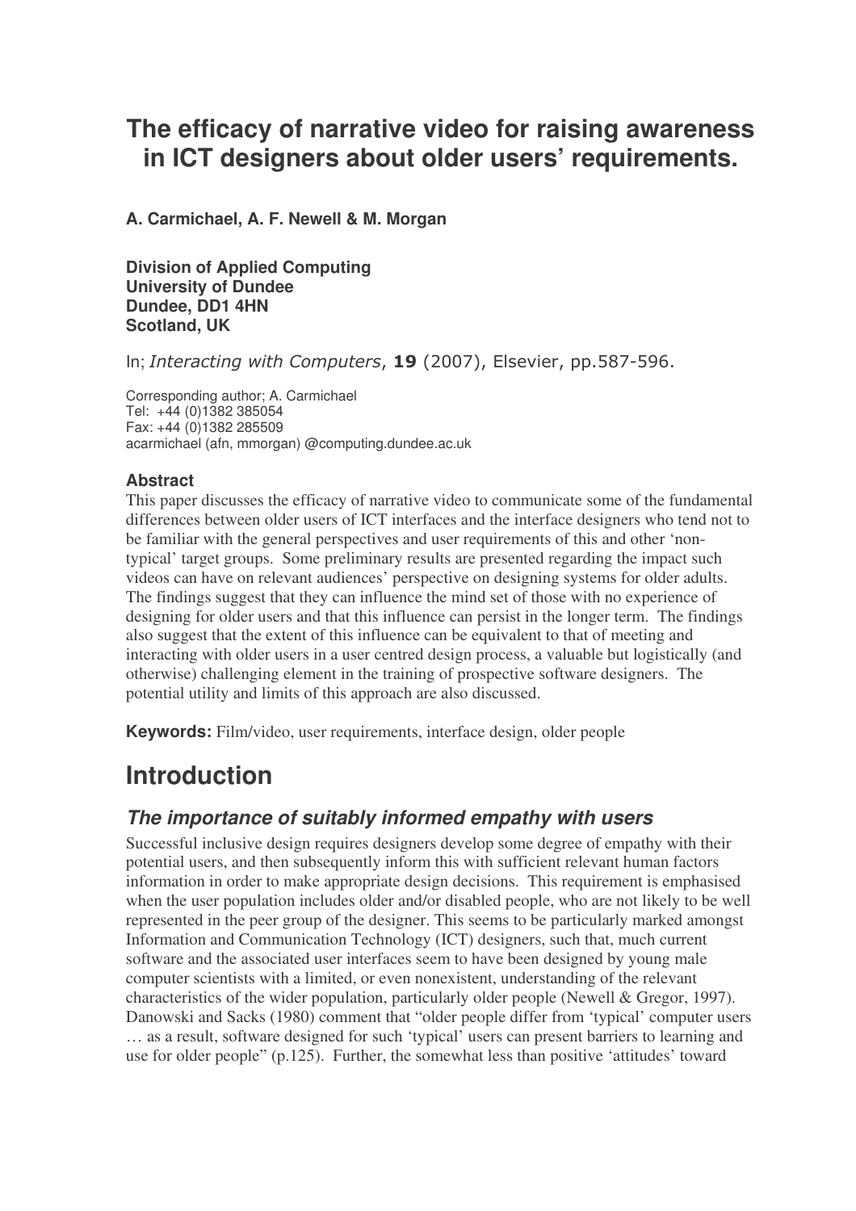# The efficacy of narrative video for raising awareness in ICT designers about older users' requirements.

**A. Carmichael, A. F. Newell & M. Morgan**

**Division of Applied Computing**
**University of Dundee**
**Dundee, DD1 4HN**
**Scotland, UK**

In; *Interacting with Computers*, **19** (2007), Elsevier, pp.587-596.

Corresponding author; A. Carmichael
Tel: +44 (0)1382 385054
Fax: +44 (0)1382 285509
acarmichael (afn, mmorgan) @computing.dundee.ac.uk

### Abstract

This paper discusses the efficacy of narrative video to communicate some of the fundamental differences between older users of ICT interfaces and the interface designers who tend not to be familiar with the general perspectives and user requirements of this and other 'non-typical' target groups. Some preliminary results are presented regarding the impact such videos can have on relevant audiences' perspective on designing systems for older adults. The findings suggest that they can influence the mind set of those with no experience of designing for older users and that this influence can persist in the longer term. The findings also suggest that the extent of this influence can be equivalent to that of meeting and interacting with older users in a user centred design process, a valuable but logistically (and otherwise) challenging element in the training of prospective software designers. The potential utility and limits of this approach are also discussed.

**Keywords:** Film/video, user requirements, interface design, older people

# Introduction

## *The importance of suitably informed empathy with users*

Successful inclusive design requires designers develop some degree of empathy with their potential users, and then subsequently inform this with sufficient relevant human factors information in order to make appropriate design decisions. This requirement is emphasised when the user population includes older and/or disabled people, who are not likely to be well represented in the peer group of the designer. This seems to be particularly marked amongst Information and Communication Technology (ICT) designers, such that, much current software and the associated user interfaces seem to have been designed by young male computer scientists with a limited, or even nonexistent, understanding of the relevant characteristics of the wider population, particularly older people (Newell & Gregor, 1997). Danowski and Sacks (1980) comment that "older people differ from 'typical' computer users … as a result, software designed for such 'typical' users can present barriers to learning and use for older people" (p.125). Further, the somewhat less than positive 'attitudes' toward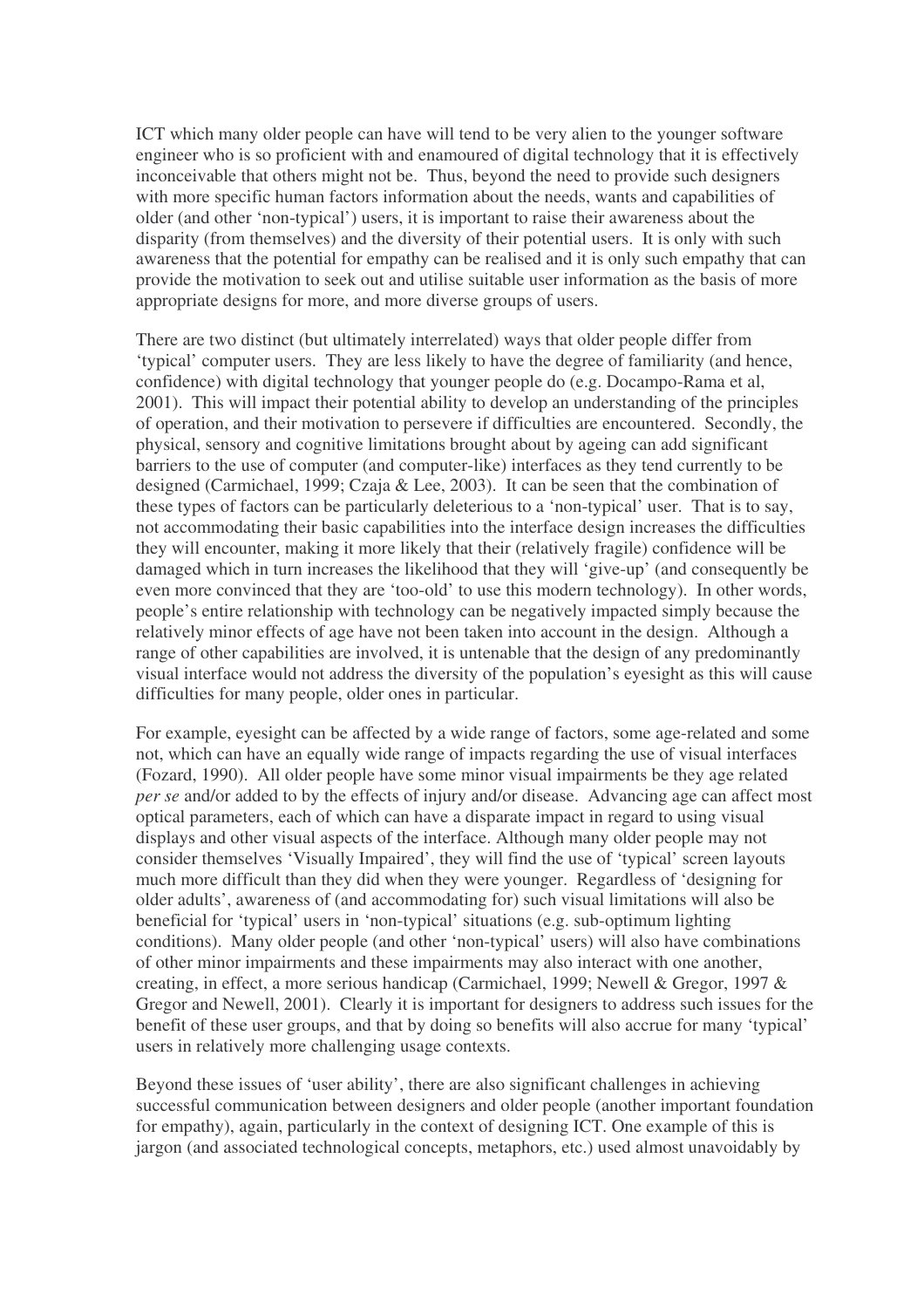ICT which many older people can have will tend to be very alien to the younger software engineer who is so proficient with and enamoured of digital technology that it is effectively inconceivable that others might not be. Thus, beyond the need to provide such designers with more specific human factors information about the needs, wants and capabilities of older (and other 'non-typical') users, it is important to raise their awareness about the disparity (from themselves) and the diversity of their potential users. It is only with such awareness that the potential for empathy can be realised and it is only such empathy that can provide the motivation to seek out and utilise suitable user information as the basis of more appropriate designs for more, and more diverse groups of users.

There are two distinct (but ultimately interrelated) ways that older people differ from 'typical' computer users. They are less likely to have the degree of familiarity (and hence, confidence) with digital technology that younger people do (e.g. Docampo-Rama et al, 2001). This will impact their potential ability to develop an understanding of the principles of operation, and their motivation to persevere if difficulties are encountered. Secondly, the physical, sensory and cognitive limitations brought about by ageing can add significant barriers to the use of computer (and computer-like) interfaces as they tend currently to be designed (Carmichael, 1999; Czaja & Lee, 2003). It can be seen that the combination of these types of factors can be particularly deleterious to a 'non-typical' user. That is to say, not accommodating their basic capabilities into the interface design increases the difficulties they will encounter, making it more likely that their (relatively fragile) confidence will be damaged which in turn increases the likelihood that they will 'give-up' (and consequently be even more convinced that they are 'too-old' to use this modern technology). In other words, people's entire relationship with technology can be negatively impacted simply because the relatively minor effects of age have not been taken into account in the design. Although a range of other capabilities are involved, it is untenable that the design of any predominantly visual interface would not address the diversity of the population's eyesight as this will cause difficulties for many people, older ones in particular.

For example, eyesight can be affected by a wide range of factors, some age-related and some not, which can have an equally wide range of impacts regarding the use of visual interfaces (Fozard, 1990). All older people have some minor visual impairments be they age related *per se* and/or added to by the effects of injury and/or disease. Advancing age can affect most optical parameters, each of which can have a disparate impact in regard to using visual displays and other visual aspects of the interface. Although many older people may not consider themselves 'Visually Impaired', they will find the use of 'typical' screen layouts much more difficult than they did when they were younger. Regardless of 'designing for older adults', awareness of (and accommodating for) such visual limitations will also be beneficial for 'typical' users in 'non-typical' situations (e.g. sub-optimum lighting conditions). Many older people (and other 'non-typical' users) will also have combinations of other minor impairments and these impairments may also interact with one another, creating, in effect, a more serious handicap (Carmichael, 1999; Newell & Gregor, 1997 & Gregor and Newell, 2001). Clearly it is important for designers to address such issues for the benefit of these user groups, and that by doing so benefits will also accrue for many 'typical' users in relatively more challenging usage contexts.

Beyond these issues of 'user ability', there are also significant challenges in achieving successful communication between designers and older people (another important foundation for empathy), again, particularly in the context of designing ICT. One example of this is jargon (and associated technological concepts, metaphors, etc.) used almost unavoidably by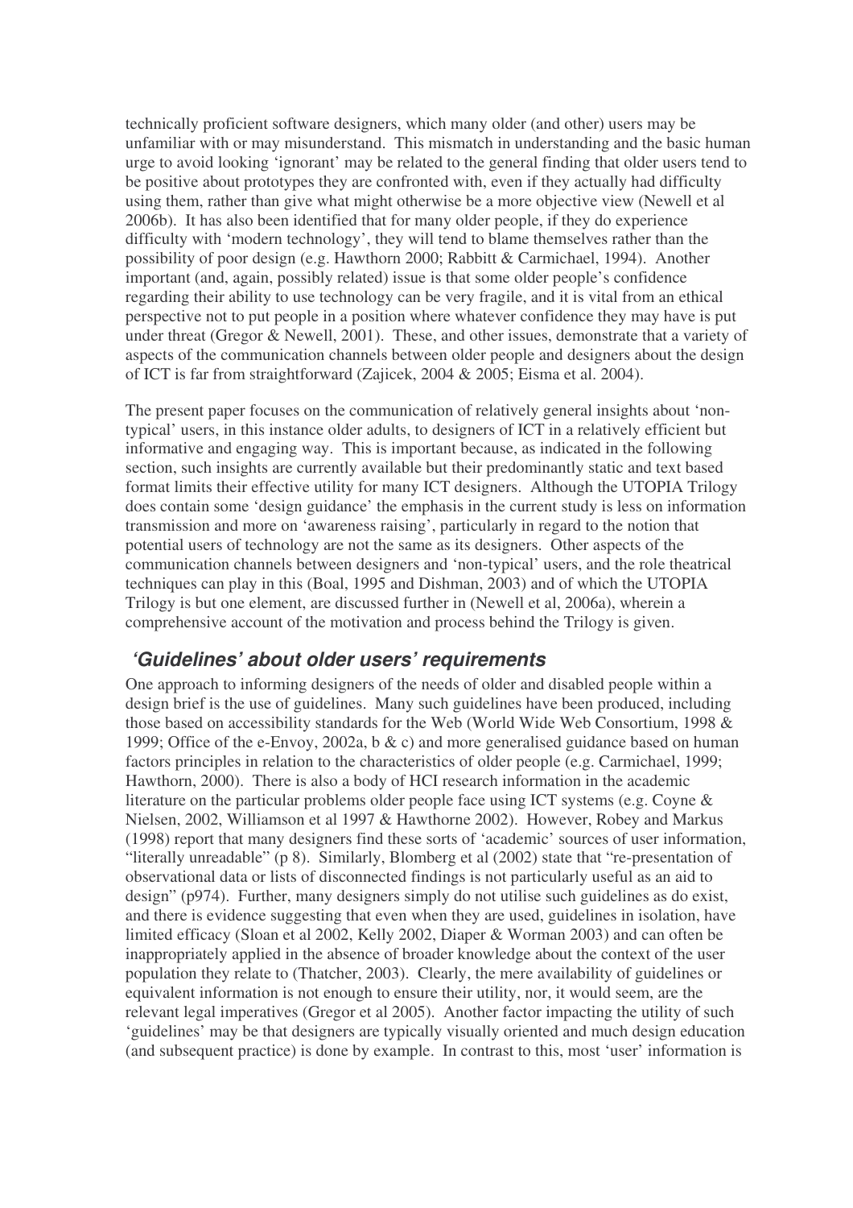technically proficient software designers, which many older (and other) users may be unfamiliar with or may misunderstand. This mismatch in understanding and the basic human urge to avoid looking 'ignorant' may be related to the general finding that older users tend to be positive about prototypes they are confronted with, even if they actually had difficulty using them, rather than give what might otherwise be a more objective view (Newell et al 2006b). It has also been identified that for many older people, if they do experience difficulty with 'modern technology', they will tend to blame themselves rather than the possibility of poor design (e.g. Hawthorn 2000; Rabbitt & Carmichael, 1994). Another important (and, again, possibly related) issue is that some older people's confidence regarding their ability to use technology can be very fragile, and it is vital from an ethical perspective not to put people in a position where whatever confidence they may have is put under threat (Gregor & Newell, 2001). These, and other issues, demonstrate that a variety of aspects of the communication channels between older people and designers about the design of ICT is far from straightforward (Zajicek, 2004 & 2005; Eisma et al. 2004).

The present paper focuses on the communication of relatively general insights about 'non-typical' users, in this instance older adults, to designers of ICT in a relatively efficient but informative and engaging way. This is important because, as indicated in the following section, such insights are currently available but their predominantly static and text based format limits their effective utility for many ICT designers. Although the UTOPIA Trilogy does contain some 'design guidance' the emphasis in the current study is less on information transmission and more on 'awareness raising', particularly in regard to the notion that potential users of technology are not the same as its designers. Other aspects of the communication channels between designers and 'non-typical' users, and the role theatrical techniques can play in this (Boal, 1995 and Dishman, 2003) and of which the UTOPIA Trilogy is but one element, are discussed further in (Newell et al, 2006a), wherein a comprehensive account of the motivation and process behind the Trilogy is given.

## 'Guidelines' about older users' requirements

One approach to informing designers of the needs of older and disabled people within a design brief is the use of guidelines. Many such guidelines have been produced, including those based on accessibility standards for the Web (World Wide Web Consortium, 1998 & 1999; Office of the e-Envoy, 2002a, b & c) and more generalised guidance based on human factors principles in relation to the characteristics of older people (e.g. Carmichael, 1999; Hawthorn, 2000). There is also a body of HCI research information in the academic literature on the particular problems older people face using ICT systems (e.g. Coyne & Nielsen, 2002, Williamson et al 1997 & Hawthorne 2002). However, Robey and Markus (1998) report that many designers find these sorts of 'academic' sources of user information, "literally unreadable" (p 8). Similarly, Blomberg et al (2002) state that "re-presentation of observational data or lists of disconnected findings is not particularly useful as an aid to design" (p974). Further, many designers simply do not utilise such guidelines as do exist, and there is evidence suggesting that even when they are used, guidelines in isolation, have limited efficacy (Sloan et al 2002, Kelly 2002, Diaper & Worman 2003) and can often be inappropriately applied in the absence of broader knowledge about the context of the user population they relate to (Thatcher, 2003). Clearly, the mere availability of guidelines or equivalent information is not enough to ensure their utility, nor, it would seem, are the relevant legal imperatives (Gregor et al 2005). Another factor impacting the utility of such 'guidelines' may be that designers are typically visually oriented and much design education (and subsequent practice) is done by example. In contrast to this, most 'user' information is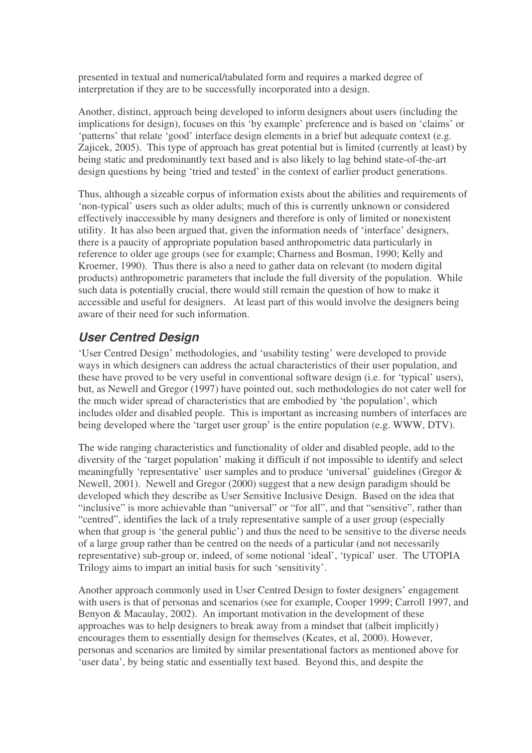presented in textual and numerical/tabulated form and requires a marked degree of interpretation if they are to be successfully incorporated into a design.

Another, distinct, approach being developed to inform designers about users (including the implications for design), focuses on this 'by example' preference and is based on 'claims' or 'patterns' that relate 'good' interface design elements in a brief but adequate context (e.g. Zajicek, 2005). This type of approach has great potential but is limited (currently at least) by being static and predominantly text based and is also likely to lag behind state-of-the-art design questions by being 'tried and tested' in the context of earlier product generations.

Thus, although a sizeable corpus of information exists about the abilities and requirements of 'non-typical' users such as older adults; much of this is currently unknown or considered effectively inaccessible by many designers and therefore is only of limited or nonexistent utility. It has also been argued that, given the information needs of 'interface' designers, there is a paucity of appropriate population based anthropometric data particularly in reference to older age groups (see for example; Charness and Bosman, 1990; Kelly and Kroemer, 1990). Thus there is also a need to gather data on relevant (to modern digital products) anthropometric parameters that include the full diversity of the population. While such data is potentially crucial, there would still remain the question of how to make it accessible and useful for designers. At least part of this would involve the designers being aware of their need for such information.

## *User Centred Design*

'User Centred Design' methodologies, and 'usability testing' were developed to provide ways in which designers can address the actual characteristics of their user population, and these have proved to be very useful in conventional software design (i.e. for 'typical' users), but, as Newell and Gregor (1997) have pointed out, such methodologies do not cater well for the much wider spread of characteristics that are embodied by 'the population', which includes older and disabled people. This is important as increasing numbers of interfaces are being developed where the 'target user group' is the entire population (e.g. WWW, DTV).

The wide ranging characteristics and functionality of older and disabled people, add to the diversity of the 'target population' making it difficult if not impossible to identify and select meaningfully 'representative' user samples and to produce 'universal' guidelines (Gregor & Newell, 2001). Newell and Gregor (2000) suggest that a new design paradigm should be developed which they describe as User Sensitive Inclusive Design. Based on the idea that "inclusive" is more achievable than "universal" or "for all", and that "sensitive", rather than "centred", identifies the lack of a truly representative sample of a user group (especially when that group is 'the general public') and thus the need to be sensitive to the diverse needs of a large group rather than be centred on the needs of a particular (and not necessarily representative) sub-group or, indeed, of some notional 'ideal', 'typical' user. The UTOPIA Trilogy aims to impart an initial basis for such 'sensitivity'.

Another approach commonly used in User Centred Design to foster designers' engagement with users is that of personas and scenarios (see for example, Cooper 1999; Carroll 1997, and Benyon & Macaulay, 2002). An important motivation in the development of these approaches was to help designers to break away from a mindset that (albeit implicitly) encourages them to essentially design for themselves (Keates, et al, 2000). However, personas and scenarios are limited by similar presentational factors as mentioned above for 'user data', by being static and essentially text based. Beyond this, and despite the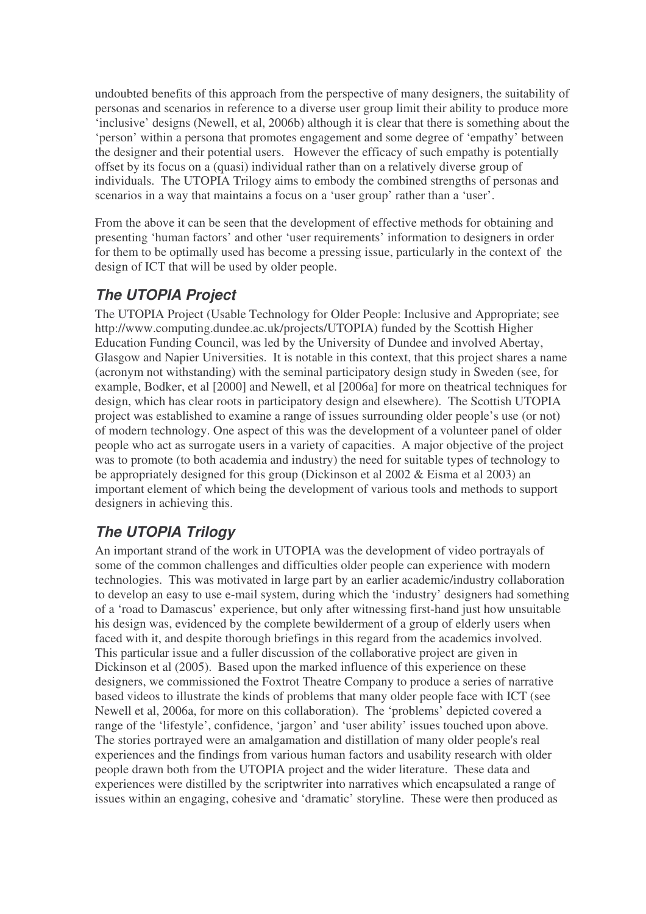undoubted benefits of this approach from the perspective of many designers, the suitability of personas and scenarios in reference to a diverse user group limit their ability to produce more 'inclusive' designs (Newell, et al, 2006b) although it is clear that there is something about the 'person' within a persona that promotes engagement and some degree of 'empathy' between the designer and their potential users. However the efficacy of such empathy is potentially offset by its focus on a (quasi) individual rather than on a relatively diverse group of individuals. The UTOPIA Trilogy aims to embody the combined strengths of personas and scenarios in a way that maintains a focus on a 'user group' rather than a 'user'.

From the above it can be seen that the development of effective methods for obtaining and presenting 'human factors' and other 'user requirements' information to designers in order for them to be optimally used has become a pressing issue, particularly in the context of the design of ICT that will be used by older people.

## *The UTOPIA Project*

The UTOPIA Project (Usable Technology for Older People: Inclusive and Appropriate; see http://www.computing.dundee.ac.uk/projects/UTOPIA) funded by the Scottish Higher Education Funding Council, was led by the University of Dundee and involved Abertay, Glasgow and Napier Universities. It is notable in this context, that this project shares a name (acronym not withstanding) with the seminal participatory design study in Sweden (see, for example, Bodker, et al [2000] and Newell, et al [2006a] for more on theatrical techniques for design, which has clear roots in participatory design and elsewhere). The Scottish UTOPIA project was established to examine a range of issues surrounding older people's use (or not) of modern technology. One aspect of this was the development of a volunteer panel of older people who act as surrogate users in a variety of capacities. A major objective of the project was to promote (to both academia and industry) the need for suitable types of technology to be appropriately designed for this group (Dickinson et al 2002 & Eisma et al 2003) an important element of which being the development of various tools and methods to support designers in achieving this.

## *The UTOPIA Trilogy*

An important strand of the work in UTOPIA was the development of video portrayals of some of the common challenges and difficulties older people can experience with modern technologies. This was motivated in large part by an earlier academic/industry collaboration to develop an easy to use e-mail system, during which the 'industry' designers had something of a 'road to Damascus' experience, but only after witnessing first-hand just how unsuitable his design was, evidenced by the complete bewilderment of a group of elderly users when faced with it, and despite thorough briefings in this regard from the academics involved. This particular issue and a fuller discussion of the collaborative project are given in Dickinson et al (2005). Based upon the marked influence of this experience on these designers, we commissioned the Foxtrot Theatre Company to produce a series of narrative based videos to illustrate the kinds of problems that many older people face with ICT (see Newell et al, 2006a, for more on this collaboration). The 'problems' depicted covered a range of the 'lifestyle', confidence, 'jargon' and 'user ability' issues touched upon above. The stories portrayed were an amalgamation and distillation of many older people's real experiences and the findings from various human factors and usability research with older people drawn both from the UTOPIA project and the wider literature. These data and experiences were distilled by the scriptwriter into narratives which encapsulated a range of issues within an engaging, cohesive and 'dramatic' storyline. These were then produced as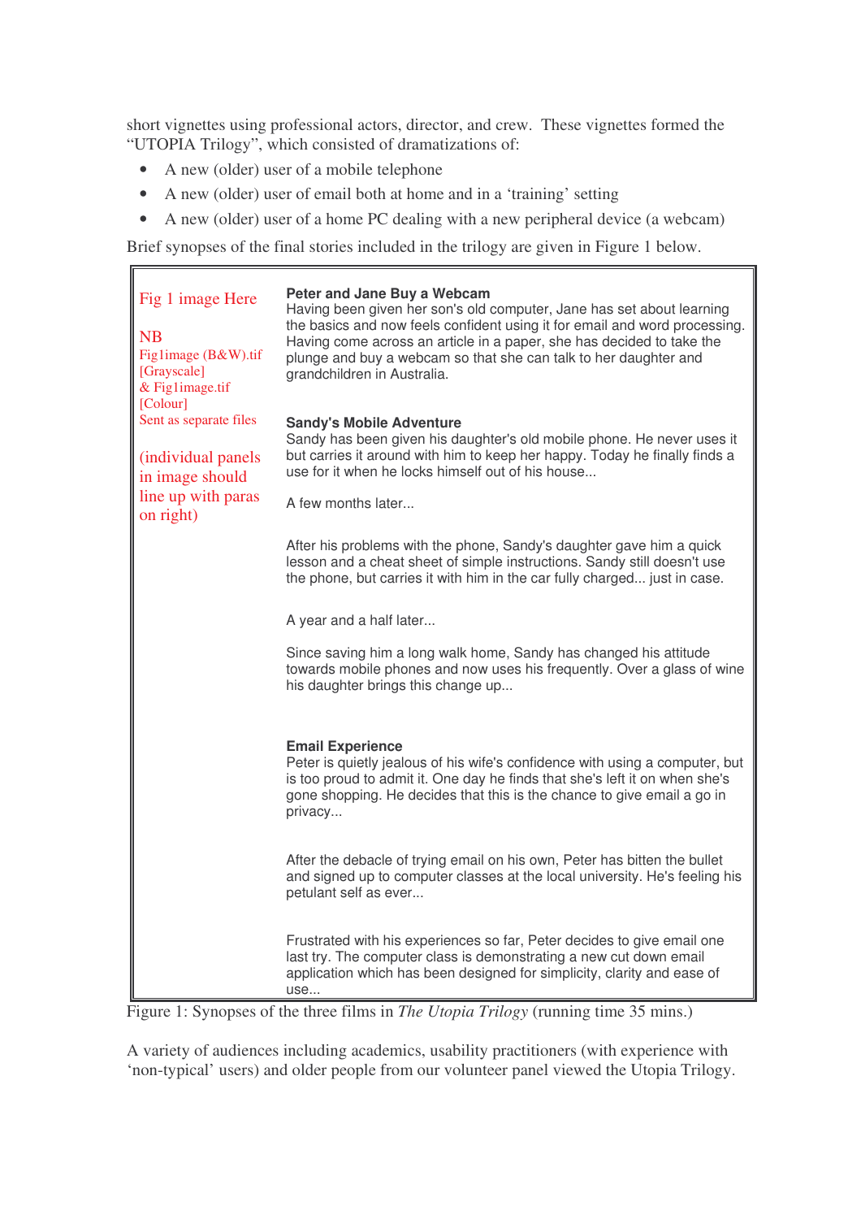short vignettes using professional actors, director, and crew. These vignettes formed the "UTOPIA Trilogy", which consisted of dramatizations of:

- A new (older) user of a mobile telephone
- A new (older) user of email both at home and in a 'training' setting
- A new (older) user of a home PC dealing with a new peripheral device (a webcam)

Brief synopses of the final stories included in the trilogy are given in Figure 1 below.

Fig 1 image Here

NB
Fig1image (B&W).tif [Grayscale] & Fig1image.tif [Colour] Sent as separate files

(individual panels in image should line up with paras on right)

**Peter and Jane Buy a Webcam**
Having been given her son's old computer, Jane has set about learning the basics and now feels confident using it for email and word processing. Having come across an article in a paper, she has decided to take the plunge and buy a webcam so that she can talk to her daughter and grandchildren in Australia.

**Sandy's Mobile Adventure**
Sandy has been given his daughter's old mobile phone. He never uses it but carries it around with him to keep her happy. Today he finally finds a use for it when he locks himself out of his house...

A few months later...

After his problems with the phone, Sandy's daughter gave him a quick lesson and a cheat sheet of simple instructions. Sandy still doesn't use the phone, but carries it with him in the car fully charged... just in case.

A year and a half later...

Since saving him a long walk home, Sandy has changed his attitude towards mobile phones and now uses his frequently. Over a glass of wine his daughter brings this change up...

**Email Experience**
Peter is quietly jealous of his wife's confidence with using a computer, but is too proud to admit it. One day he finds that she's left it on when she's gone shopping. He decides that this is the chance to give email a go in privacy...

After the debacle of trying email on his own, Peter has bitten the bullet and signed up to computer classes at the local university. He's feeling his petulant self as ever...

Frustrated with his experiences so far, Peter decides to give email one last try. The computer class is demonstrating a new cut down email application which has been designed for simplicity, clarity and ease of use...

Figure 1: Synopses of the three films in *The Utopia Trilogy* (running time 35 mins.)

A variety of audiences including academics, usability practitioners (with experience with 'non-typical' users) and older people from our volunteer panel viewed the Utopia Trilogy.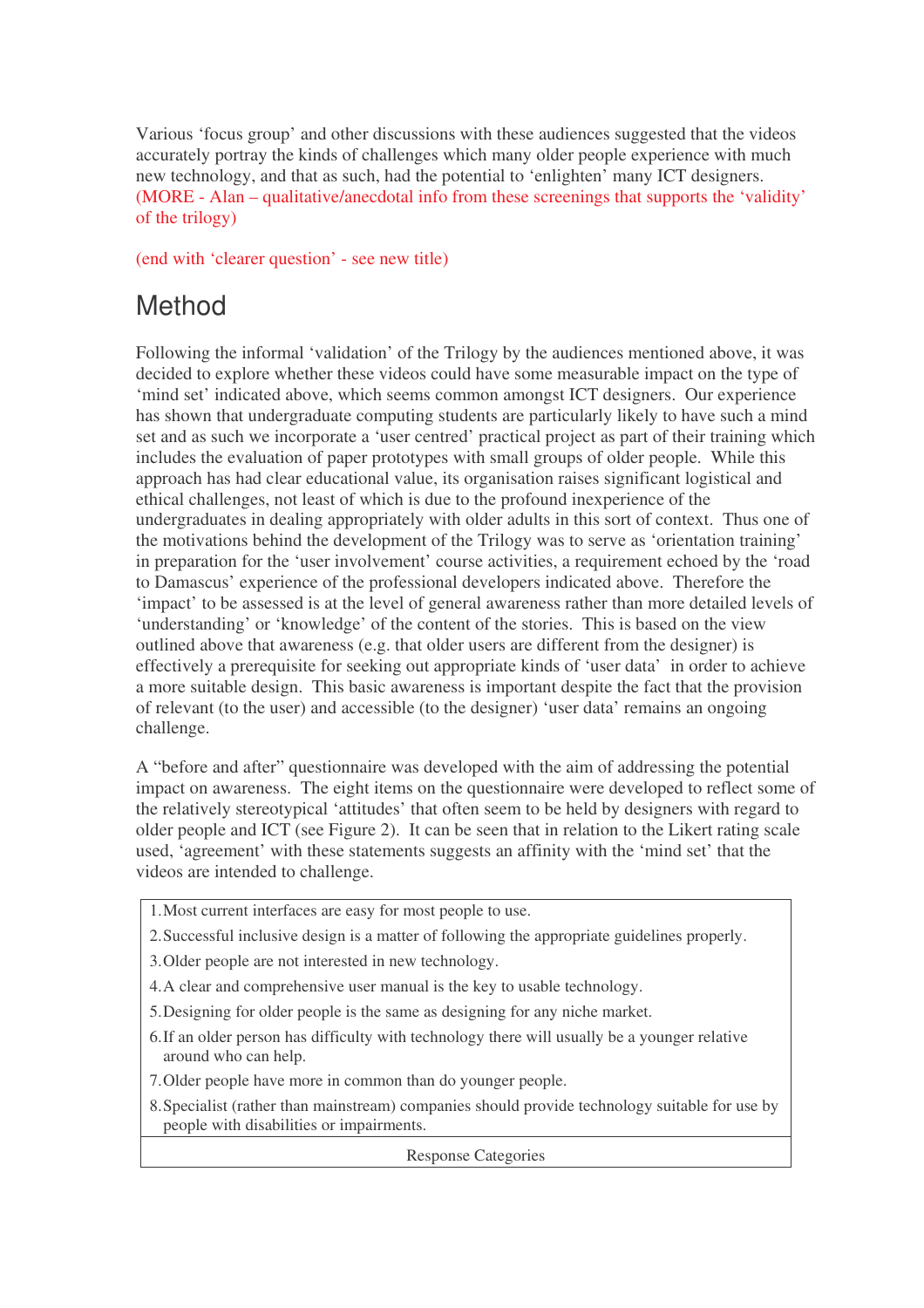Various 'focus group' and other discussions with these audiences suggested that the videos accurately portray the kinds of challenges which many older people experience with much new technology, and that as such, had the potential to 'enlighten' many ICT designers. (MORE - Alan – qualitative/anecdotal info from these screenings that supports the 'validity' of the trilogy)

(end with 'clearer question' - see new title)

## Method

Following the informal 'validation' of the Trilogy by the audiences mentioned above, it was decided to explore whether these videos could have some measurable impact on the type of 'mind set' indicated above, which seems common amongst ICT designers. Our experience has shown that undergraduate computing students are particularly likely to have such a mind set and as such we incorporate a 'user centred' practical project as part of their training which includes the evaluation of paper prototypes with small groups of older people. While this approach has had clear educational value, its organisation raises significant logistical and ethical challenges, not least of which is due to the profound inexperience of the undergraduates in dealing appropriately with older adults in this sort of context. Thus one of the motivations behind the development of the Trilogy was to serve as 'orientation training' in preparation for the 'user involvement' course activities, a requirement echoed by the 'road to Damascus' experience of the professional developers indicated above. Therefore the 'impact' to be assessed is at the level of general awareness rather than more detailed levels of 'understanding' or 'knowledge' of the content of the stories. This is based on the view outlined above that awareness (e.g. that older users are different from the designer) is effectively a prerequisite for seeking out appropriate kinds of 'user data' in order to achieve a more suitable design. This basic awareness is important despite the fact that the provision of relevant (to the user) and accessible (to the designer) 'user data' remains an ongoing challenge.

A "before and after" questionnaire was developed with the aim of addressing the potential impact on awareness. The eight items on the questionnaire were developed to reflect some of the relatively stereotypical 'attitudes' that often seem to be held by designers with regard to older people and ICT (see Figure 2). It can be seen that in relation to the Likert rating scale used, 'agreement' with these statements suggests an affinity with the 'mind set' that the videos are intended to challenge.

1. Most current interfaces are easy for most people to use.
2. Successful inclusive design is a matter of following the appropriate guidelines properly.
3. Older people are not interested in new technology.
4. A clear and comprehensive user manual is the key to usable technology.
5. Designing for older people is the same as designing for any niche market.
6. If an older person has difficulty with technology there will usually be a younger relative around who can help.
7. Older people have more in common than do younger people.
8. Specialist (rather than mainstream) companies should provide technology suitable for use by people with disabilities or impairments.

Response Categories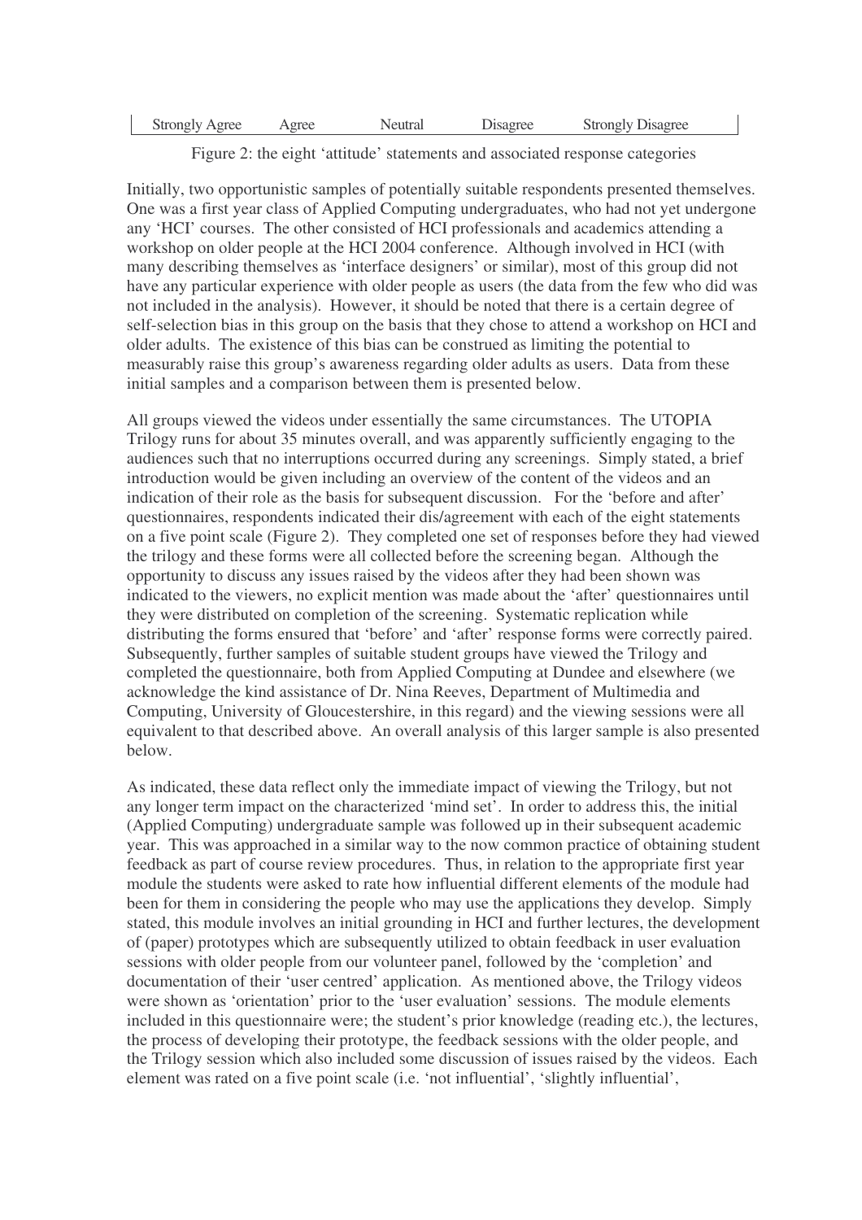| Strongly Agree | Agree | Neutral | Disagree | Strongly Disagree |
|---|---|---|---|---|

Figure 2: the eight 'attitude' statements and associated response categories

Initially, two opportunistic samples of potentially suitable respondents presented themselves. One was a first year class of Applied Computing undergraduates, who had not yet undergone any 'HCI' courses. The other consisted of HCI professionals and academics attending a workshop on older people at the HCI 2004 conference. Although involved in HCI (with many describing themselves as 'interface designers' or similar), most of this group did not have any particular experience with older people as users (the data from the few who did was not included in the analysis). However, it should be noted that there is a certain degree of self-selection bias in this group on the basis that they chose to attend a workshop on HCI and older adults. The existence of this bias can be construed as limiting the potential to measurably raise this group's awareness regarding older adults as users. Data from these initial samples and a comparison between them is presented below.

All groups viewed the videos under essentially the same circumstances. The UTOPIA Trilogy runs for about 35 minutes overall, and was apparently sufficiently engaging to the audiences such that no interruptions occurred during any screenings. Simply stated, a brief introduction would be given including an overview of the content of the videos and an indication of their role as the basis for subsequent discussion. For the 'before and after' questionnaires, respondents indicated their dis/agreement with each of the eight statements on a five point scale (Figure 2). They completed one set of responses before they had viewed the trilogy and these forms were all collected before the screening began. Although the opportunity to discuss any issues raised by the videos after they had been shown was indicated to the viewers, no explicit mention was made about the 'after' questionnaires until they were distributed on completion of the screening. Systematic replication while distributing the forms ensured that 'before' and 'after' response forms were correctly paired. Subsequently, further samples of suitable student groups have viewed the Trilogy and completed the questionnaire, both from Applied Computing at Dundee and elsewhere (we acknowledge the kind assistance of Dr. Nina Reeves, Department of Multimedia and Computing, University of Gloucestershire, in this regard) and the viewing sessions were all equivalent to that described above. An overall analysis of this larger sample is also presented below.

As indicated, these data reflect only the immediate impact of viewing the Trilogy, but not any longer term impact on the characterized 'mind set'. In order to address this, the initial (Applied Computing) undergraduate sample was followed up in their subsequent academic year. This was approached in a similar way to the now common practice of obtaining student feedback as part of course review procedures. Thus, in relation to the appropriate first year module the students were asked to rate how influential different elements of the module had been for them in considering the people who may use the applications they develop. Simply stated, this module involves an initial grounding in HCI and further lectures, the development of (paper) prototypes which are subsequently utilized to obtain feedback in user evaluation sessions with older people from our volunteer panel, followed by the 'completion' and documentation of their 'user centred' application. As mentioned above, the Trilogy videos were shown as 'orientation' prior to the 'user evaluation' sessions. The module elements included in this questionnaire were; the student's prior knowledge (reading etc.), the lectures, the process of developing their prototype, the feedback sessions with the older people, and the Trilogy session which also included some discussion of issues raised by the videos. Each element was rated on a five point scale (i.e. 'not influential', 'slightly influential',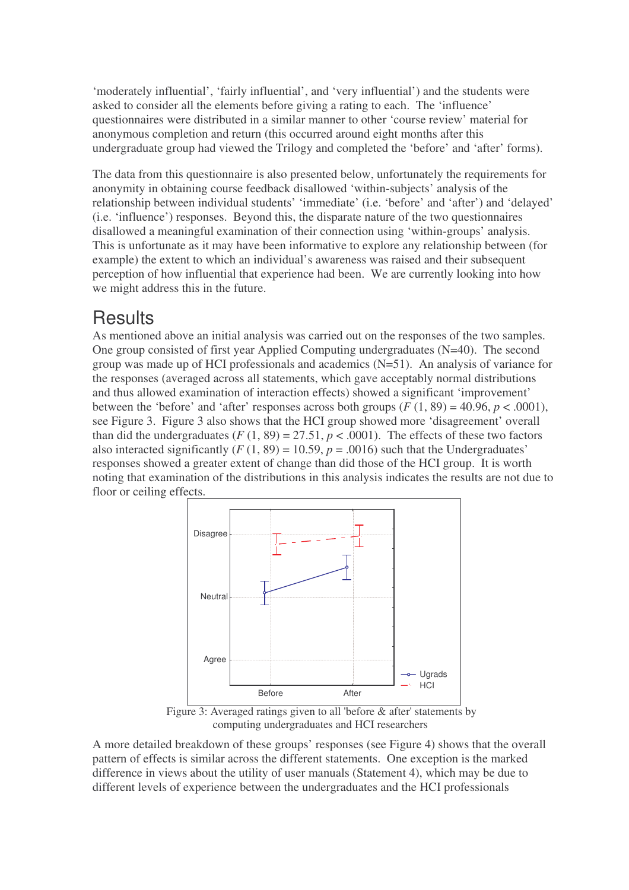'moderately influential', 'fairly influential', and 'very influential') and the students were asked to consider all the elements before giving a rating to each. The 'influence' questionnaires were distributed in a similar manner to other 'course review' material for anonymous completion and return (this occurred around eight months after this undergraduate group had viewed the Trilogy and completed the 'before' and 'after' forms).

The data from this questionnaire is also presented below, unfortunately the requirements for anonymity in obtaining course feedback disallowed 'within-subjects' analysis of the relationship between individual students' 'immediate' (i.e. 'before' and 'after') and 'delayed' (i.e. 'influence') responses. Beyond this, the disparate nature of the two questionnaires disallowed a meaningful examination of their connection using 'within-groups' analysis. This is unfortunate as it may have been informative to explore any relationship between (for example) the extent to which an individual's awareness was raised and their subsequent perception of how influential that experience had been. We are currently looking into how we might address this in the future.

# Results

As mentioned above an initial analysis was carried out on the responses of the two samples. One group consisted of first year Applied Computing undergraduates (N=40). The second group was made up of HCI professionals and academics (N=51). An analysis of variance for the responses (averaged across all statements, which gave acceptably normal distributions and thus allowed examination of interaction effects) showed a significant 'improvement' between the 'before' and 'after' responses across both groups ($F\ (1, 89) = 40.96$, $p < .0001$), see Figure 3. Figure 3 also shows that the HCI group showed more 'disagreement' overall than did the undergraduates ($F\ (1, 89) = 27.51$, $p < .0001$). The effects of these two factors also interacted significantly ($F\ (1, 89) = 10.59$, $p = .0016$) such that the Undergraduates' responses showed a greater extent of change than did those of the HCI group. It is worth noting that examination of the distributions in this analysis indicates the results are not due to floor or ceiling effects.

Figure 3: Averaged ratings given to all 'before & after' statements by computing undergraduates and HCI researchers

A more detailed breakdown of these groups' responses (see Figure 4) shows that the overall pattern of effects is similar across the different statements. One exception is the marked difference in views about the utility of user manuals (Statement 4), which may be due to different levels of experience between the undergraduates and the HCI professionals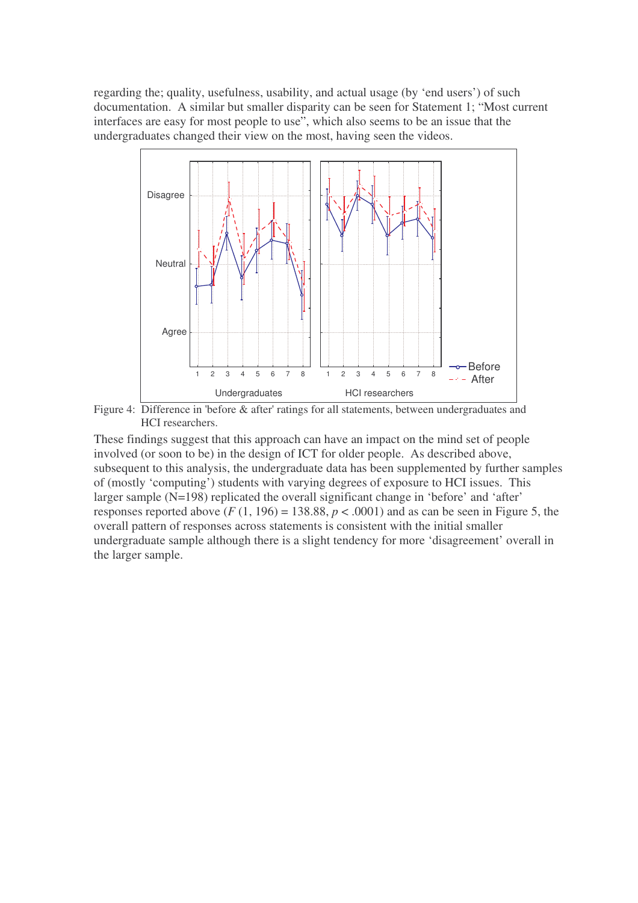regarding the; quality, usefulness, usability, and actual usage (by 'end users') of such documentation. A similar but smaller disparity can be seen for Statement 1; "Most current interfaces are easy for most people to use", which also seems to be an issue that the undergraduates changed their view on the most, having seen the videos.

Figure 4: Difference in 'before & after' ratings for all statements, between undergraduates and HCI researchers.

These findings suggest that this approach can have an impact on the mind set of people involved (or soon to be) in the design of ICT for older people. As described above, subsequent to this analysis, the undergraduate data has been supplemented by further samples of (mostly 'computing') students with varying degrees of exposure to HCI issues. This larger sample (N=198) replicated the overall significant change in 'before' and 'after' responses reported above ($F$ (1, 196) = 138.88, $p < .0001$) and as can be seen in Figure 5, the overall pattern of responses across statements is consistent with the initial smaller undergraduate sample although there is a slight tendency for more 'disagreement' overall in the larger sample.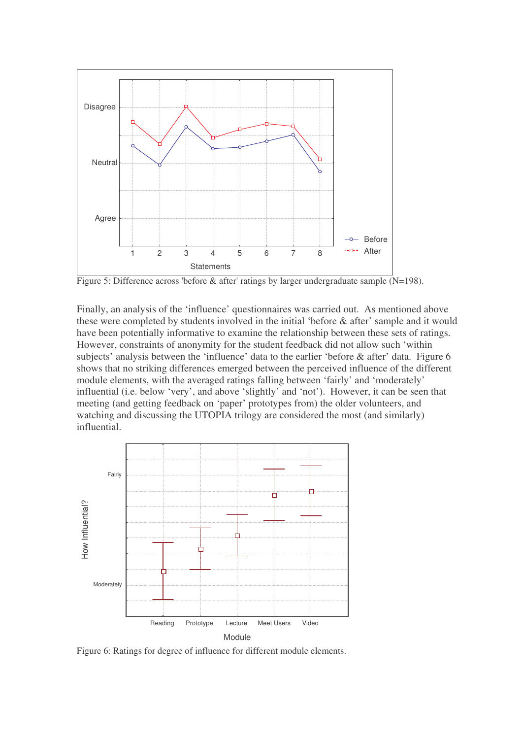Figure 5: Difference across 'before & after' ratings by larger undergraduate sample (N=198).

Finally, an analysis of the 'influence' questionnaires was carried out. As mentioned above these were completed by students involved in the initial 'before & after' sample and it would have been potentially informative to examine the relationship between these sets of ratings. However, constraints of anonymity for the student feedback did not allow such 'within subjects' analysis between the 'influence' data to the earlier 'before & after' data. Figure 6 shows that no striking differences emerged between the perceived influence of the different module elements, with the averaged ratings falling between 'fairly' and 'moderately' influential (i.e. below 'very', and above 'slightly' and 'not'). However, it can be seen that meeting (and getting feedback on 'paper' prototypes from) the older volunteers, and watching and discussing the UTOPIA trilogy are considered the most (and similarly) influential.

Figure 6: Ratings for degree of influence for different module elements.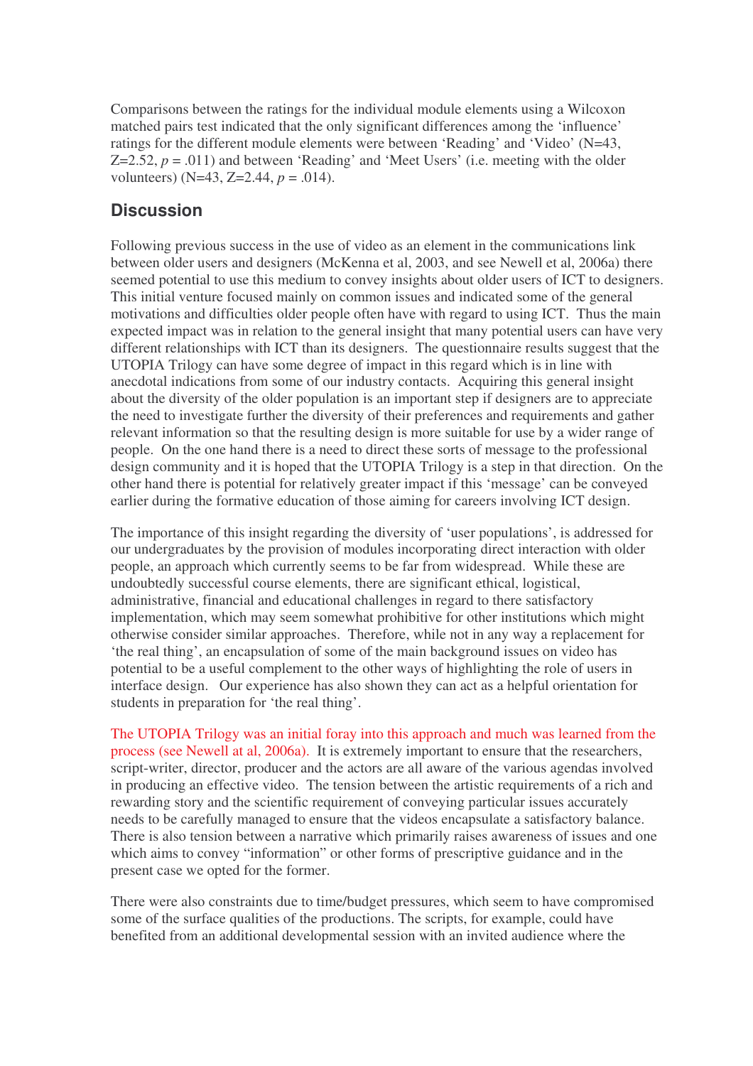Comparisons between the ratings for the individual module elements using a Wilcoxon matched pairs test indicated that the only significant differences among the 'influence' ratings for the different module elements were between 'Reading' and 'Video' (N=43, Z=2.52, $p$ = .011) and between 'Reading' and 'Meet Users' (i.e. meeting with the older volunteers) (N=43, Z=2.44, $p$ = .014).

## Discussion

Following previous success in the use of video as an element in the communications link between older users and designers (McKenna et al, 2003, and see Newell et al, 2006a) there seemed potential to use this medium to convey insights about older users of ICT to designers. This initial venture focused mainly on common issues and indicated some of the general motivations and difficulties older people often have with regard to using ICT. Thus the main expected impact was in relation to the general insight that many potential users can have very different relationships with ICT than its designers. The questionnaire results suggest that the UTOPIA Trilogy can have some degree of impact in this regard which is in line with anecdotal indications from some of our industry contacts. Acquiring this general insight about the diversity of the older population is an important step if designers are to appreciate the need to investigate further the diversity of their preferences and requirements and gather relevant information so that the resulting design is more suitable for use by a wider range of people. On the one hand there is a need to direct these sorts of message to the professional design community and it is hoped that the UTOPIA Trilogy is a step in that direction. On the other hand there is potential for relatively greater impact if this 'message' can be conveyed earlier during the formative education of those aiming for careers involving ICT design.

The importance of this insight regarding the diversity of 'user populations', is addressed for our undergraduates by the provision of modules incorporating direct interaction with older people, an approach which currently seems to be far from widespread. While these are undoubtedly successful course elements, there are significant ethical, logistical, administrative, financial and educational challenges in regard to there satisfactory implementation, which may seem somewhat prohibitive for other institutions which might otherwise consider similar approaches. Therefore, while not in any way a replacement for 'the real thing', an encapsulation of some of the main background issues on video has potential to be a useful complement to the other ways of highlighting the role of users in interface design. Our experience has also shown they can act as a helpful orientation for students in preparation for 'the real thing'.

The UTOPIA Trilogy was an initial foray into this approach and much was learned from the process (see Newell at al, 2006a). It is extremely important to ensure that the researchers, script-writer, director, producer and the actors are all aware of the various agendas involved in producing an effective video. The tension between the artistic requirements of a rich and rewarding story and the scientific requirement of conveying particular issues accurately needs to be carefully managed to ensure that the videos encapsulate a satisfactory balance. There is also tension between a narrative which primarily raises awareness of issues and one which aims to convey "information" or other forms of prescriptive guidance and in the present case we opted for the former.

There were also constraints due to time/budget pressures, which seem to have compromised some of the surface qualities of the productions. The scripts, for example, could have benefited from an additional developmental session with an invited audience where the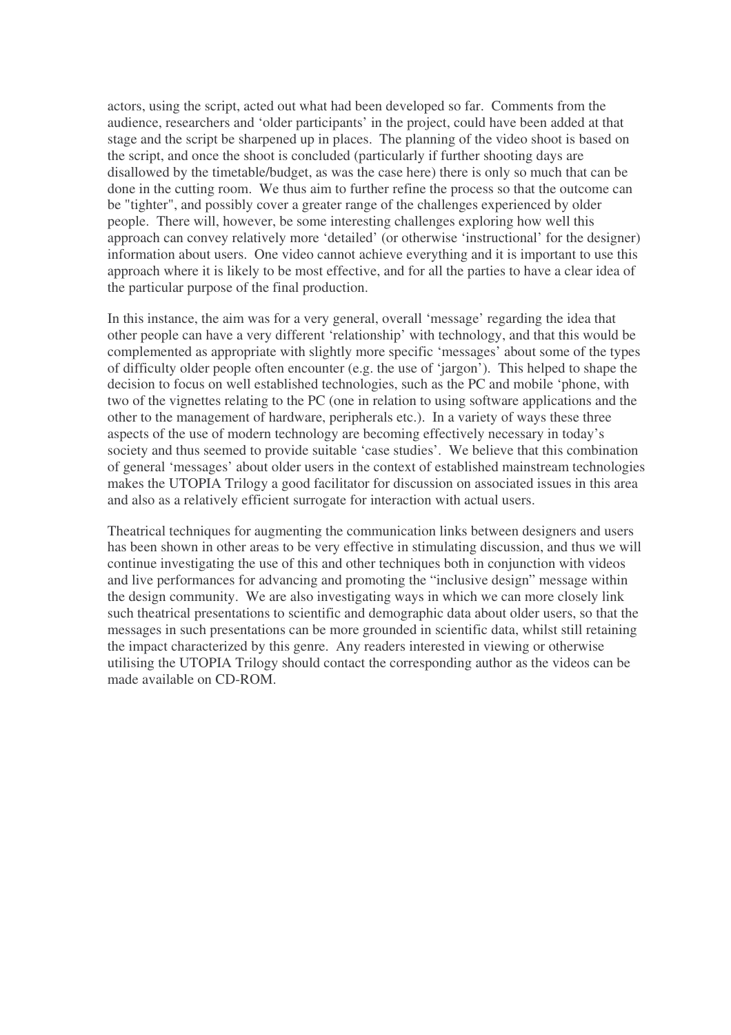actors, using the script, acted out what had been developed so far. Comments from the audience, researchers and 'older participants' in the project, could have been added at that stage and the script be sharpened up in places. The planning of the video shoot is based on the script, and once the shoot is concluded (particularly if further shooting days are disallowed by the timetable/budget, as was the case here) there is only so much that can be done in the cutting room. We thus aim to further refine the process so that the outcome can be "tighter", and possibly cover a greater range of the challenges experienced by older people. There will, however, be some interesting challenges exploring how well this approach can convey relatively more 'detailed' (or otherwise 'instructional' for the designer) information about users. One video cannot achieve everything and it is important to use this approach where it is likely to be most effective, and for all the parties to have a clear idea of the particular purpose of the final production.

In this instance, the aim was for a very general, overall 'message' regarding the idea that other people can have a very different 'relationship' with technology, and that this would be complemented as appropriate with slightly more specific 'messages' about some of the types of difficulty older people often encounter (e.g. the use of 'jargon'). This helped to shape the decision to focus on well established technologies, such as the PC and mobile 'phone, with two of the vignettes relating to the PC (one in relation to using software applications and the other to the management of hardware, peripherals etc.). In a variety of ways these three aspects of the use of modern technology are becoming effectively necessary in today's society and thus seemed to provide suitable 'case studies'. We believe that this combination of general 'messages' about older users in the context of established mainstream technologies makes the UTOPIA Trilogy a good facilitator for discussion on associated issues in this area and also as a relatively efficient surrogate for interaction with actual users.

Theatrical techniques for augmenting the communication links between designers and users has been shown in other areas to be very effective in stimulating discussion, and thus we will continue investigating the use of this and other techniques both in conjunction with videos and live performances for advancing and promoting the "inclusive design" message within the design community. We are also investigating ways in which we can more closely link such theatrical presentations to scientific and demographic data about older users, so that the messages in such presentations can be more grounded in scientific data, whilst still retaining the impact characterized by this genre. Any readers interested in viewing or otherwise utilising the UTOPIA Trilogy should contact the corresponding author as the videos can be made available on CD-ROM.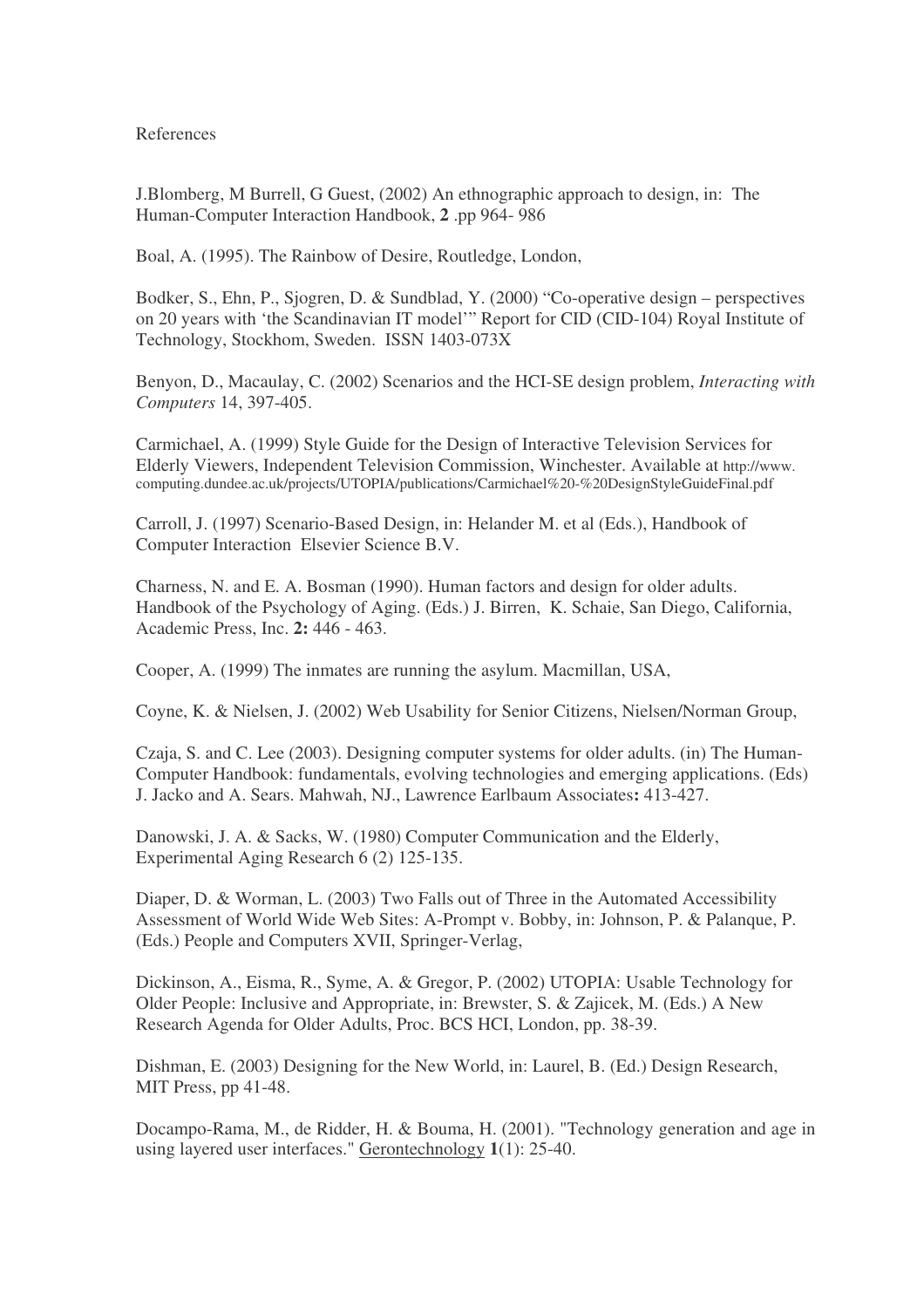References

J.Blomberg, M Burrell, G Guest, (2002) An ethnographic approach to design, in: The Human-Computer Interaction Handbook, **2** .pp 964- 986

Boal, A. (1995). The Rainbow of Desire, Routledge, London,

Bodker, S., Ehn, P., Sjogren, D. & Sundblad, Y. (2000) "Co-operative design – perspectives on 20 years with 'the Scandinavian IT model'" Report for CID (CID-104) Royal Institute of Technology, Stockhom, Sweden. ISSN 1403-073X

Benyon, D., Macaulay, C. (2002) Scenarios and the HCI-SE design problem, *Interacting with Computers* 14, 397-405.

Carmichael, A. (1999) Style Guide for the Design of Interactive Television Services for Elderly Viewers, Independent Television Commission, Winchester. Available at http://www.computing.dundee.ac.uk/projects/UTOPIA/publications/Carmichael%20-%20DesignStyleGuideFinal.pdf

Carroll, J. (1997) Scenario-Based Design, in: Helander M. et al (Eds.), Handbook of Computer Interaction Elsevier Science B.V.

Charness, N. and E. A. Bosman (1990). Human factors and design for older adults. Handbook of the Psychology of Aging. (Eds.) J. Birren, K. Schaie, San Diego, California, Academic Press, Inc. **2:** 446 - 463.

Cooper, A. (1999) The inmates are running the asylum. Macmillan, USA,

Coyne, K. & Nielsen, J. (2002) Web Usability for Senior Citizens, Nielsen/Norman Group,

Czaja, S. and C. Lee (2003). Designing computer systems for older adults. (in) The Human-Computer Handbook: fundamentals, evolving technologies and emerging applications. (Eds) J. Jacko and A. Sears. Mahwah, NJ., Lawrence Earlbaum Associates**:** 413-427.

Danowski, J. A. & Sacks, W. (1980) Computer Communication and the Elderly, Experimental Aging Research 6 (2) 125-135.

Diaper, D. & Worman, L. (2003) Two Falls out of Three in the Automated Accessibility Assessment of World Wide Web Sites: A-Prompt v. Bobby, in: Johnson, P. & Palanque, P. (Eds.) People and Computers XVII, Springer-Verlag,

Dickinson, A., Eisma, R., Syme, A. & Gregor, P. (2002) UTOPIA: Usable Technology for Older People: Inclusive and Appropriate, in: Brewster, S. & Zajicek, M. (Eds.) A New Research Agenda for Older Adults, Proc. BCS HCI, London, pp. 38-39.

Dishman, E. (2003) Designing for the New World, in: Laurel, B. (Ed.) Design Research, MIT Press, pp 41-48.

Docampo-Rama, M., de Ridder, H. & Bouma, H. (2001). "Technology generation and age in using layered user interfaces." Gerontechnology **1**(1): 25-40.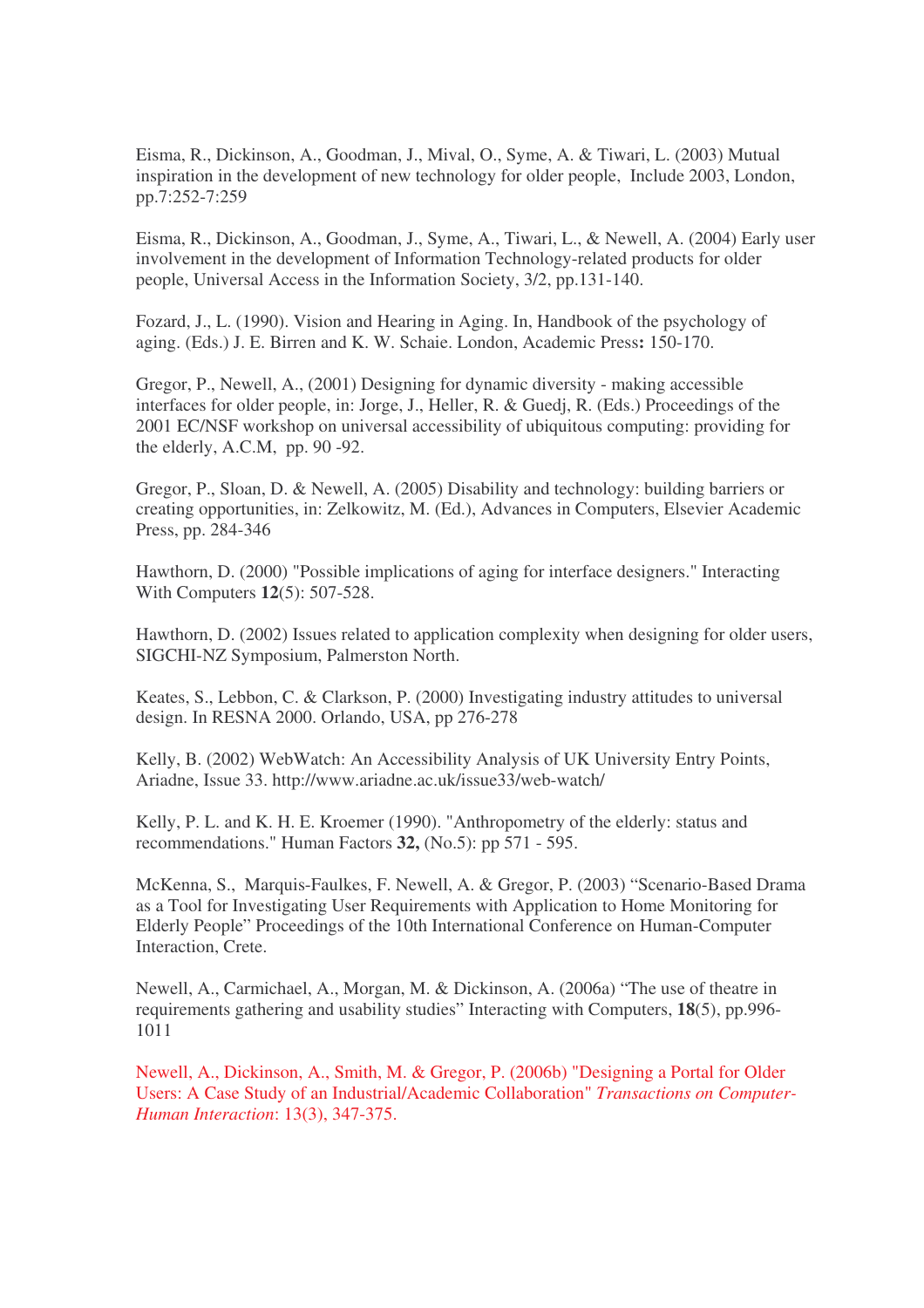Eisma, R., Dickinson, A., Goodman, J., Mival, O., Syme, A. & Tiwari, L. (2003) Mutual inspiration in the development of new technology for older people, Include 2003, London, pp.7:252-7:259

Eisma, R., Dickinson, A., Goodman, J., Syme, A., Tiwari, L., & Newell, A. (2004) Early user involvement in the development of Information Technology-related products for older people, Universal Access in the Information Society, 3/2, pp.131-140.

Fozard, J., L. (1990). Vision and Hearing in Aging. In, Handbook of the psychology of aging. (Eds.) J. E. Birren and K. W. Schaie. London, Academic Press**:** 150-170.

Gregor, P., Newell, A., (2001) Designing for dynamic diversity - making accessible interfaces for older people, in: Jorge, J., Heller, R. & Guedj, R. (Eds.) Proceedings of the 2001 EC/NSF workshop on universal accessibility of ubiquitous computing: providing for the elderly, A.C.M, pp. 90 -92.

Gregor, P., Sloan, D. & Newell, A. (2005) Disability and technology: building barriers or creating opportunities, in: Zelkowitz, M. (Ed.), Advances in Computers, Elsevier Academic Press, pp. 284-346

Hawthorn, D. (2000) "Possible implications of aging for interface designers." Interacting With Computers **12**(5): 507-528.

Hawthorn, D. (2002) Issues related to application complexity when designing for older users, SIGCHI-NZ Symposium, Palmerston North.

Keates, S., Lebbon, C. & Clarkson, P. (2000) Investigating industry attitudes to universal design. In RESNA 2000. Orlando, USA, pp 276-278

Kelly, B. (2002) WebWatch: An Accessibility Analysis of UK University Entry Points, Ariadne, Issue 33. http://www.ariadne.ac.uk/issue33/web-watch/

Kelly, P. L. and K. H. E. Kroemer (1990). "Anthropometry of the elderly: status and recommendations." Human Factors **32,** (No.5): pp 571 - 595.

McKenna, S., Marquis-Faulkes, F. Newell, A. & Gregor, P. (2003) "Scenario-Based Drama as a Tool for Investigating User Requirements with Application to Home Monitoring for Elderly People" Proceedings of the 10th International Conference on Human-Computer Interaction, Crete.

Newell, A., Carmichael, A., Morgan, M. & Dickinson, A. (2006a) "The use of theatre in requirements gathering and usability studies" Interacting with Computers, **18**(5), pp.996-1011

Newell, A., Dickinson, A., Smith, M. & Gregor, P. (2006b) "Designing a Portal for Older Users: A Case Study of an Industrial/Academic Collaboration" *Transactions on Computer-Human Interaction*: 13(3), 347-375.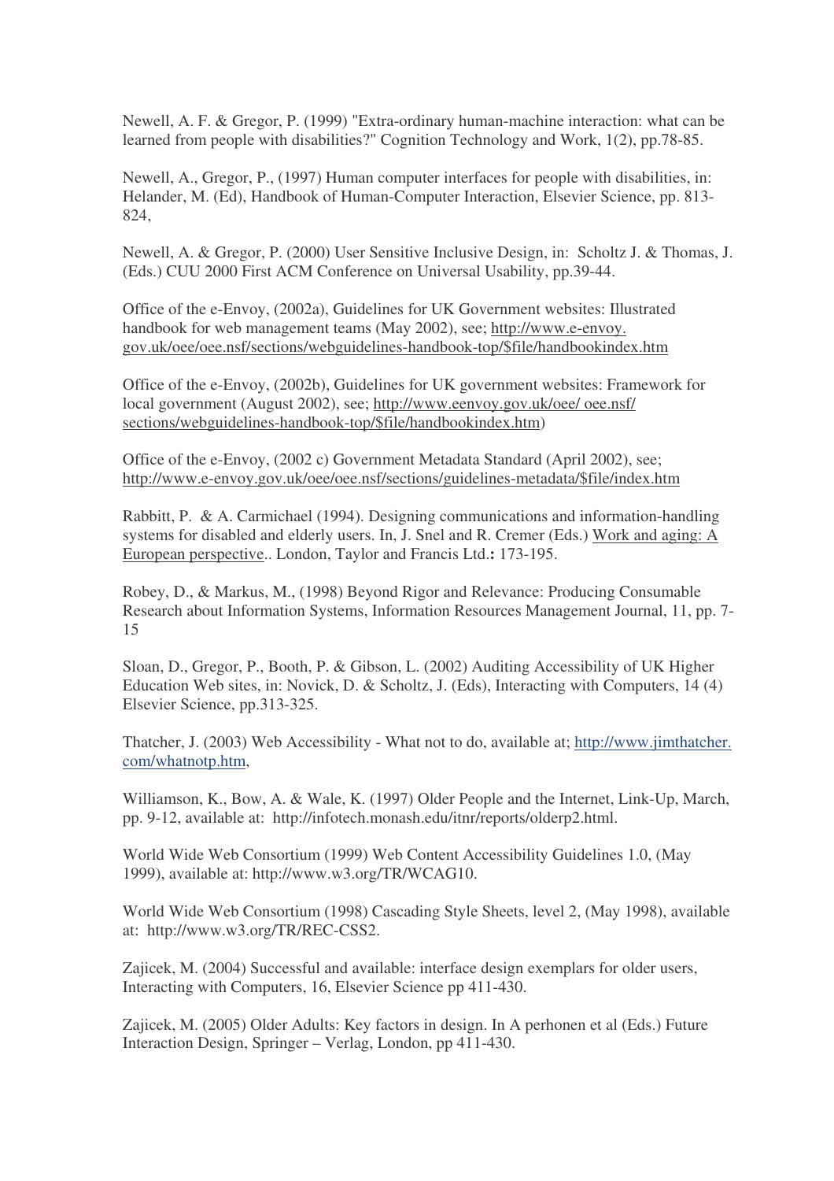Newell, A. F. & Gregor, P. (1999) "Extra-ordinary human-machine interaction: what can be learned from people with disabilities?" Cognition Technology and Work, 1(2), pp.78-85.

Newell, A., Gregor, P., (1997) Human computer interfaces for people with disabilities, in: Helander, M. (Ed), Handbook of Human-Computer Interaction, Elsevier Science, pp. 813-824,

Newell, A. & Gregor, P. (2000) User Sensitive Inclusive Design, in: Scholtz J. & Thomas, J. (Eds.) CUU 2000 First ACM Conference on Universal Usability, pp.39-44.

Office of the e-Envoy, (2002a), Guidelines for UK Government websites: Illustrated handbook for web management teams (May 2002), see; http://www.e-envoy.gov.uk/oee/oee.nsf/sections/webguidelines-handbook-top/$file/handbookindex.htm

Office of the e-Envoy, (2002b), Guidelines for UK government websites: Framework for local government (August 2002), see; http://www.eenvoy.gov.uk/oee/ oee.nsf/sections/webguidelines-handbook-top/$file/handbookindex.htm)

Office of the e-Envoy, (2002 c) Government Metadata Standard (April 2002), see; http://www.e-envoy.gov.uk/oee/oee.nsf/sections/guidelines-metadata/$file/index.htm

Rabbitt, P. & A. Carmichael (1994). Designing communications and information-handling systems for disabled and elderly users. In, J. Snel and R. Cremer (Eds.) Work and aging: A European perspective.. London, Taylor and Francis Ltd.**:** 173-195.

Robey, D., & Markus, M., (1998) Beyond Rigor and Relevance: Producing Consumable Research about Information Systems, Information Resources Management Journal, 11, pp. 7-15

Sloan, D., Gregor, P., Booth, P. & Gibson, L. (2002) Auditing Accessibility of UK Higher Education Web sites, in: Novick, D. & Scholtz, J. (Eds), Interacting with Computers, 14 (4) Elsevier Science, pp.313-325.

Thatcher, J. (2003) Web Accessibility - What not to do, available at; http://www.jimthatcher.com/whatnotp.htm,

Williamson, K., Bow, A. & Wale, K. (1997) Older People and the Internet, Link-Up, March, pp. 9-12, available at: http://infotech.monash.edu/itnr/reports/olderp2.html.

World Wide Web Consortium (1999) Web Content Accessibility Guidelines 1.0, (May 1999), available at: http://www.w3.org/TR/WCAG10.

World Wide Web Consortium (1998) Cascading Style Sheets, level 2, (May 1998), available at: http://www.w3.org/TR/REC-CSS2.

Zajicek, M. (2004) Successful and available: interface design exemplars for older users, Interacting with Computers, 16, Elsevier Science pp 411-430.

Zajicek, M. (2005) Older Adults: Key factors in design. In A perhonen et al (Eds.) Future Interaction Design, Springer – Verlag, London, pp 411-430.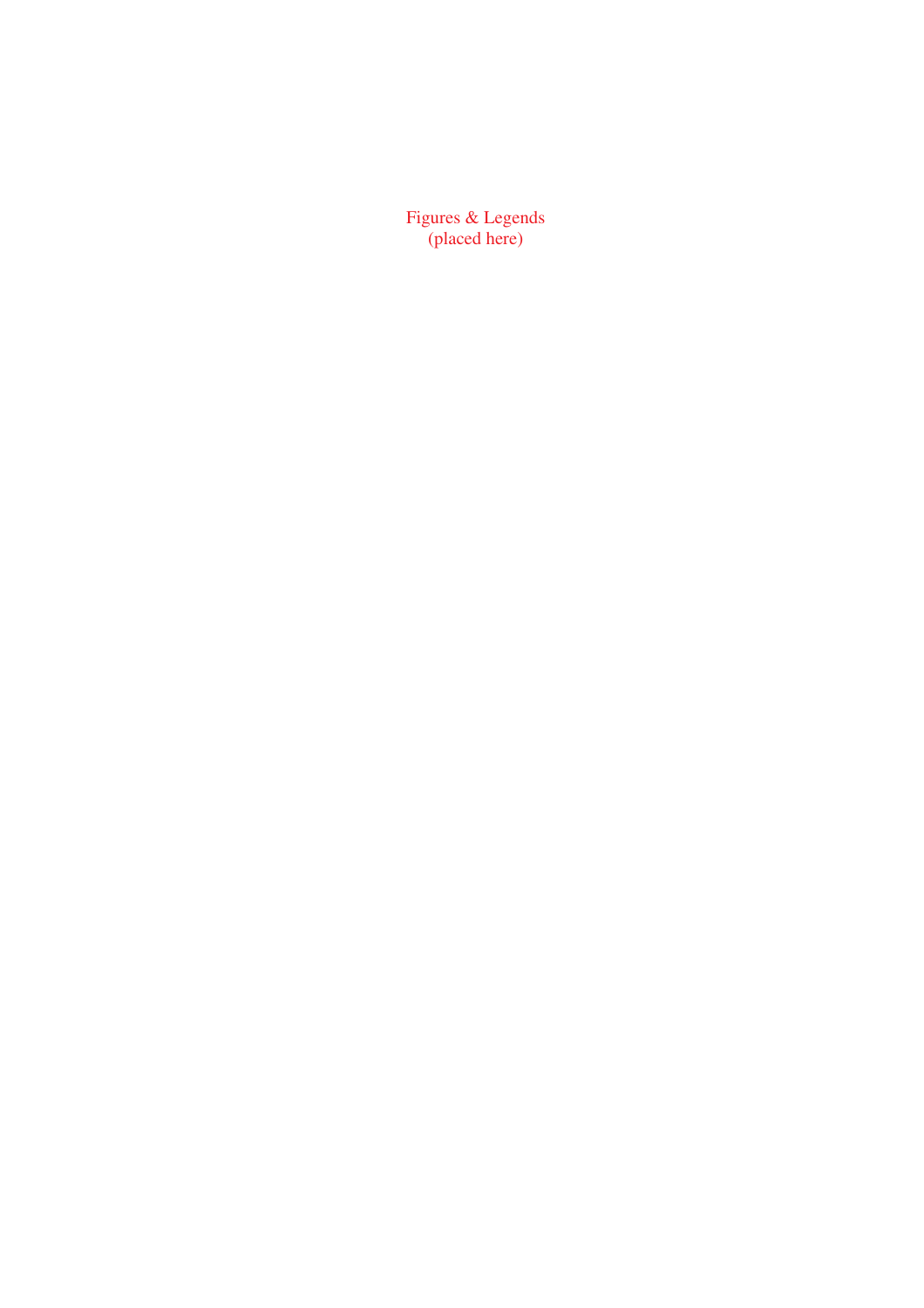Figures & Legends
(placed here)